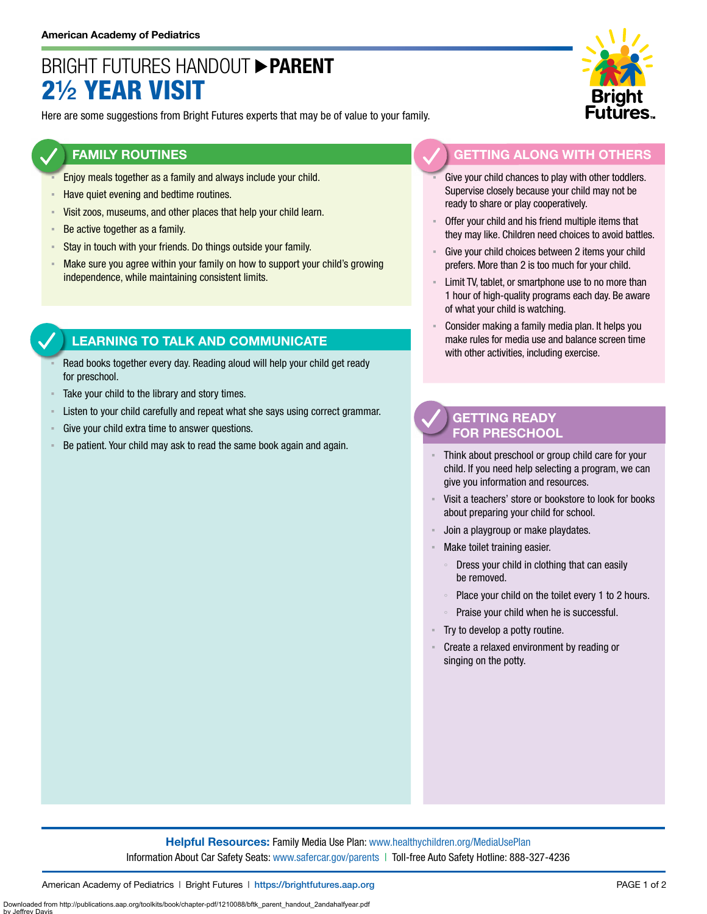American Academy of Pediatrics

# BRIGHT FUTURES HANDOUT ▶PARENT
# 2½ YEAR VISIT

Here are some suggestions from Bright Futures experts that may be of value to your family.

## FAMILY ROUTINES

- Enjoy meals together as a family and always include your child.
- Have quiet evening and bedtime routines.
- Visit zoos, museums, and other places that help your child learn.
- Be active together as a family.
- Stay in touch with your friends. Do things outside your family.
- Make sure you agree within your family on how to support your child's growing independence, while maintaining consistent limits.

## LEARNING TO TALK AND COMMUNICATE

- Read books together every day. Reading aloud will help your child get ready for preschool.
- Take your child to the library and story times.
- Listen to your child carefully and repeat what she says using correct grammar.
- Give your child extra time to answer questions.
- Be patient. Your child may ask to read the same book again and again.

## GETTING ALONG WITH OTHERS

- Give your child chances to play with other toddlers. Supervise closely because your child may not be ready to share or play cooperatively.
- Offer your child and his friend multiple items that they may like. Children need choices to avoid battles.
- Give your child choices between 2 items your child prefers. More than 2 is too much for your child.
- Limit TV, tablet, or smartphone use to no more than 1 hour of high-quality programs each day. Be aware of what your child is watching.
- Consider making a family media plan. It helps you make rules for media use and balance screen time with other activities, including exercise.

## GETTING READY FOR PRESCHOOL

- Think about preschool or group child care for your child. If you need help selecting a program, we can give you information and resources.
- Visit a teachers' store or bookstore to look for books about preparing your child for school.
- Join a playgroup or make playdates.
- Make toilet training easier.
  - Dress your child in clothing that can easily be removed.
  - Place your child on the toilet every 1 to 2 hours.
  - Praise your child when he is successful.
- Try to develop a potty routine.
- Create a relaxed environment by reading or singing on the potty.

**Helpful Resources:** Family Media Use Plan: www.healthychildren.org/MediaUsePlan
Information About Car Safety Seats: www.safercar.gov/parents | Toll-free Auto Safety Hotline: 888-327-4236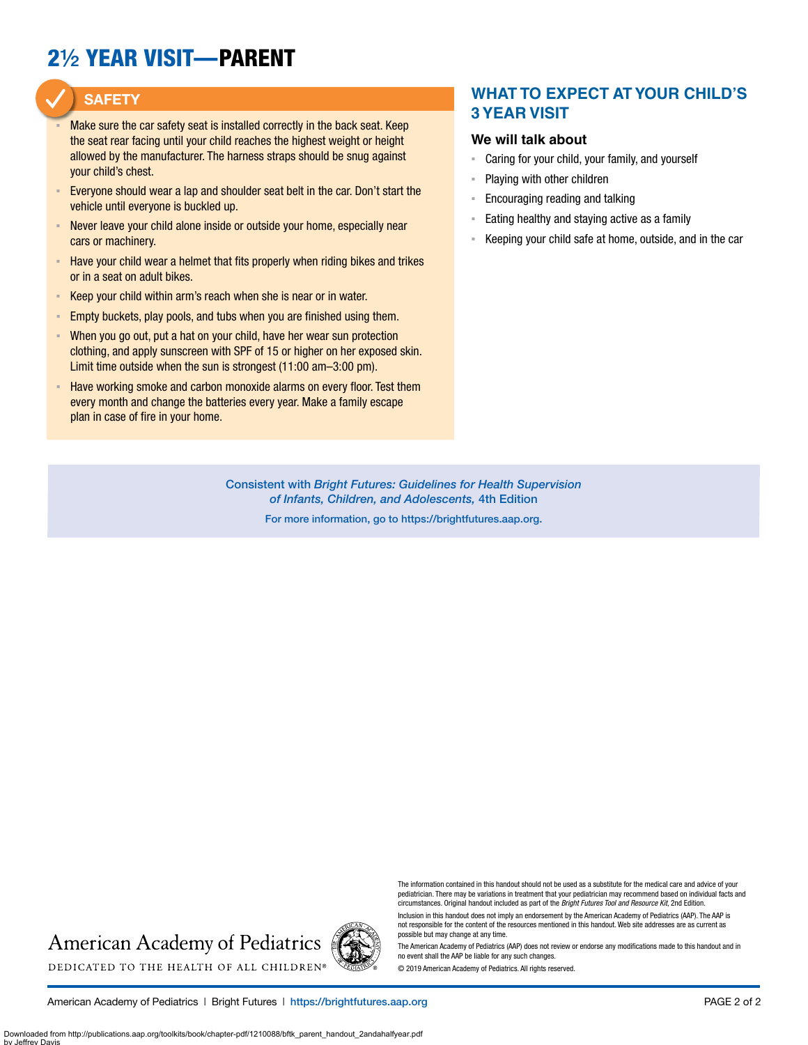# 2½ YEAR VISIT—PARENT

## SAFETY

- Make sure the car safety seat is installed correctly in the back seat. Keep the seat rear facing until your child reaches the highest weight or height allowed by the manufacturer. The harness straps should be snug against your child's chest.
- Everyone should wear a lap and shoulder seat belt in the car. Don't start the vehicle until everyone is buckled up.
- Never leave your child alone inside or outside your home, especially near cars or machinery.
- Have your child wear a helmet that fits properly when riding bikes and trikes or in a seat on adult bikes.
- Keep your child within arm's reach when she is near or in water.
- Empty buckets, play pools, and tubs when you are finished using them.
- When you go out, put a hat on your child, have her wear sun protection clothing, and apply sunscreen with SPF of 15 or higher on her exposed skin. Limit time outside when the sun is strongest (11:00 am–3:00 pm).
- Have working smoke and carbon monoxide alarms on every floor. Test them every month and change the batteries every year. Make a family escape plan in case of fire in your home.

## WHAT TO EXPECT AT YOUR CHILD'S 3 YEAR VISIT

### We will talk about

- Caring for your child, your family, and yourself
- Playing with other children
- Encouraging reading and talking
- Eating healthy and staying active as a family
- Keeping your child safe at home, outside, and in the car

Consistent with *Bright Futures: Guidelines for Health Supervision of Infants, Children, and Adolescents,* 4th Edition

For more information, go to https://brightfutures.aap.org.

American Academy of Pediatrics

DEDICATED TO THE HEALTH OF ALL CHILDREN®

The information contained in this handout should not be used as a substitute for the medical care and advice of your pediatrician. There may be variations in treatment that your pediatrician may recommend based on individual facts and circumstances. Original handout included as part of the *Bright Futures Tool and Resource Kit*, 2nd Edition.

Inclusion in this handout does not imply an endorsement by the American Academy of Pediatrics (AAP). The AAP is not responsible for the content of the resources mentioned in this handout. Web site addresses are as current as possible but may change at any time.

The American Academy of Pediatrics (AAP) does not review or endorse any modifications made to this handout and in no event shall the AAP be liable for any such changes.

© 2019 American Academy of Pediatrics. All rights reserved.